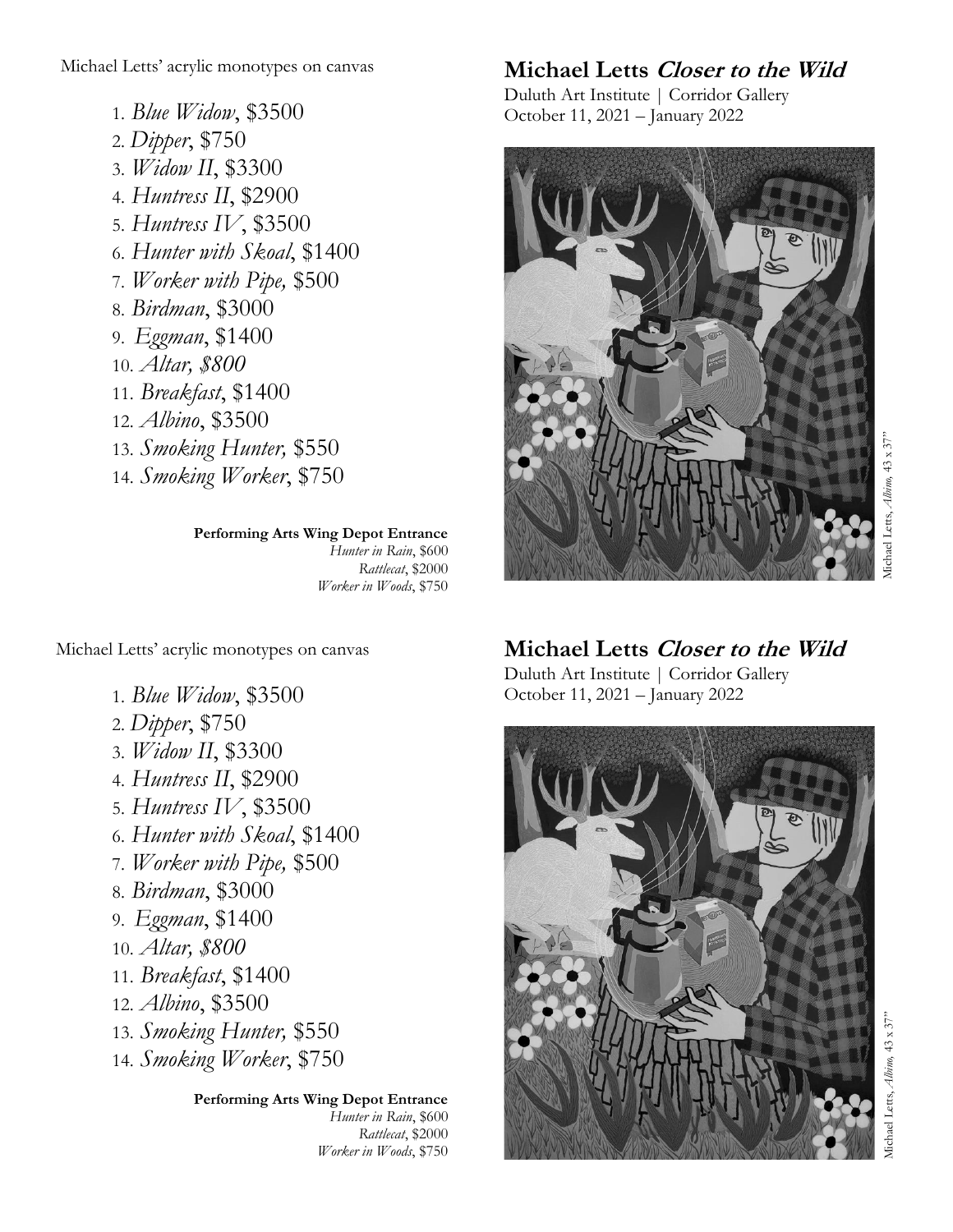Michael Letts' acrylic monotypes on canvas

1. *Blue Widow*, $3500
2. *Dipper*, $750
3. *Widow II*, $3300
4. *Huntress II*, $2900
5. *Huntress IV*, $3500
6. *Hunter with Skoal*, $1400
7. *Worker with Pipe,* $500
8. *Birdman*, $3000
9. *Eggman*, $1400
10. *Altar, $800*
11. *Breakfast*, $1400
12. *Albino*, $3500
13. *Smoking Hunter,* $550
14. *Smoking Worker*, $750

**Performing Arts Wing Depot Entrance**
*Hunter in Rain*, $600
*Rattlecat*, $2000
*Worker in Woods*, $750

## Michael Letts *Closer to the Wild*

Duluth Art Institute | Corridor Gallery
October 11, 2021 – January 2022

Michael Letts, *Albino*, 43 x 37"

Michael Letts' acrylic monotypes on canvas

1. *Blue Widow*, $3500
2. *Dipper*, $750
3. *Widow II*, $3300
4. *Huntress II*, $2900
5. *Huntress IV*, $3500
6. *Hunter with Skoal*, $1400
7. *Worker with Pipe,* $500
8. *Birdman*, $3000
9. *Eggman*, $1400
10. *Altar, $800*
11. *Breakfast*, $1400
12. *Albino*, $3500
13. *Smoking Hunter,* $550
14. *Smoking Worker*, $750

**Performing Arts Wing Depot Entrance**
*Hunter in Rain*, $600
*Rattlecat*, $2000
*Worker in Woods*, $750

## Michael Letts *Closer to the Wild*

Duluth Art Institute | Corridor Gallery
October 11, 2021 – January 2022

Michael Letts, *Albino*, 43 x 37"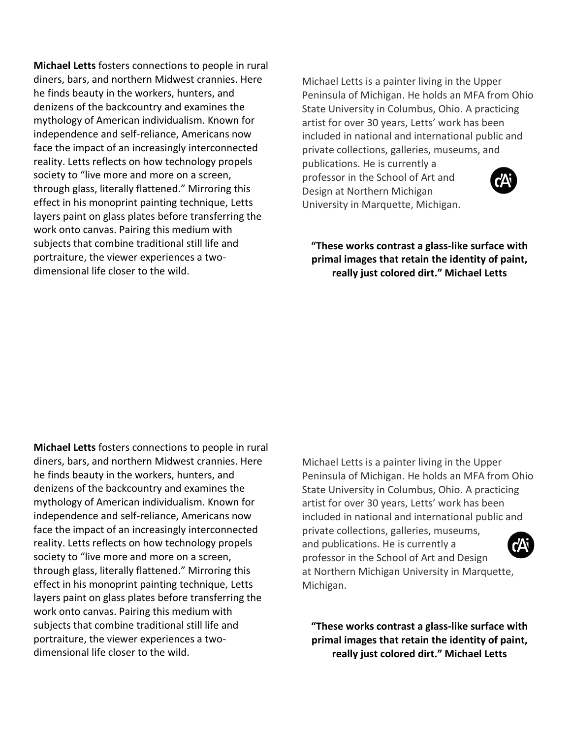**Michael Letts** fosters connections to people in rural diners, bars, and northern Midwest crannies. Here he finds beauty in the workers, hunters, and denizens of the backcountry and examines the mythology of American individualism. Known for independence and self-reliance, Americans now face the impact of an increasingly interconnected reality. Letts reflects on how technology propels society to "live more and more on a screen, through glass, literally flattened." Mirroring this effect in his monoprint painting technique, Letts layers paint on glass plates before transferring the work onto canvas. Pairing this medium with subjects that combine traditional still life and portraiture, the viewer experiences a two-dimensional life closer to the wild.

Michael Letts is a painter living in the Upper Peninsula of Michigan. He holds an MFA from Ohio State University in Columbus, Ohio. A practicing artist for over 30 years, Letts' work has been included in national and international public and private collections, galleries, museums, and publications. He is currently a professor in the School of Art and Design at Northern Michigan University in Marquette, Michigan.

**"These works contrast a glass-like surface with primal images that retain the identity of paint, really just colored dirt." Michael Letts**

**Michael Letts** fosters connections to people in rural diners, bars, and northern Midwest crannies. Here he finds beauty in the workers, hunters, and denizens of the backcountry and examines the mythology of American individualism. Known for independence and self-reliance, Americans now face the impact of an increasingly interconnected reality. Letts reflects on how technology propels society to "live more and more on a screen, through glass, literally flattened." Mirroring this effect in his monoprint painting technique, Letts layers paint on glass plates before transferring the work onto canvas. Pairing this medium with subjects that combine traditional still life and portraiture, the viewer experiences a two-dimensional life closer to the wild.

Michael Letts is a painter living in the Upper Peninsula of Michigan. He holds an MFA from Ohio State University in Columbus, Ohio. A practicing artist for over 30 years, Letts' work has been included in national and international public and private collections, galleries, museums, and publications. He is currently a professor in the School of Art and Design at Northern Michigan University in Marquette, Michigan.

**"These works contrast a glass-like surface with primal images that retain the identity of paint, really just colored dirt." Michael Letts**